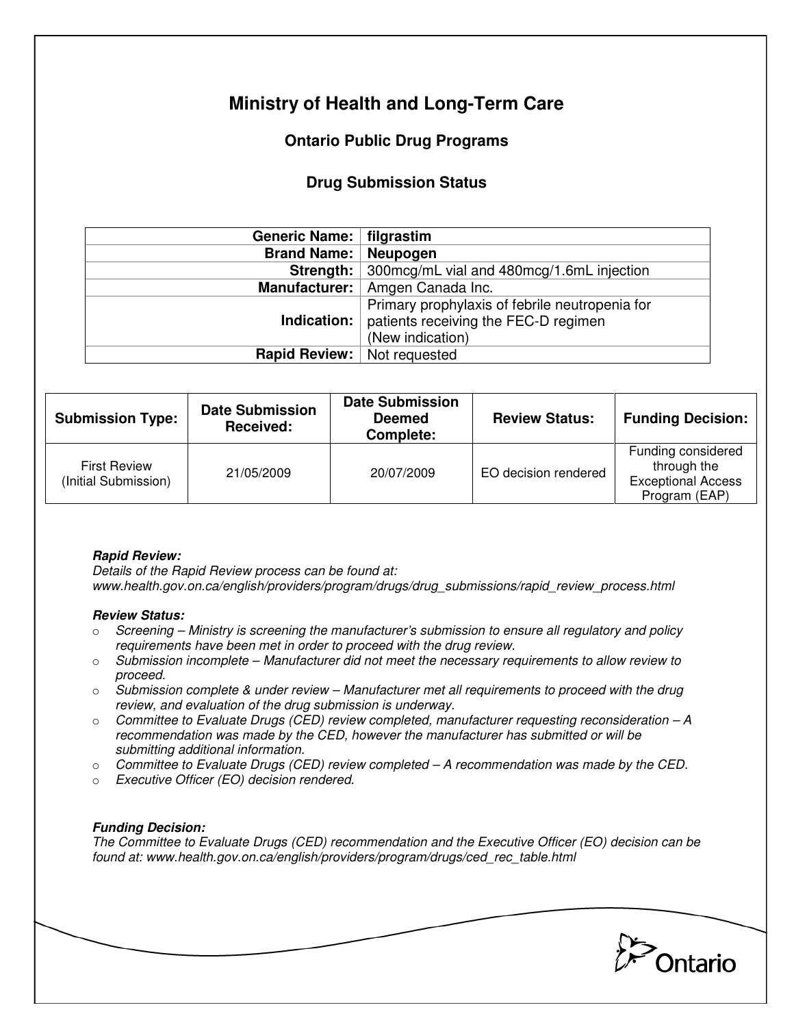# Ministry of Health and Long-Term Care

## Ontario Public Drug Programs

### Drug Submission Status

| | |
|---|---|
| **Generic Name:** | **filgrastim** |
| **Brand Name:** | **Neupogen** |
| **Strength:** | 300mcg/mL vial and 480mcg/1.6mL injection |
| **Manufacturer:** | Amgen Canada Inc. |
| **Indication:** | Primary prophylaxis of febrile neutropenia for patients receiving the FEC-D regimen (New indication) |
| **Rapid Review:** | Not requested |

| Submission Type: | Date Submission Received: | Date Submission Deemed Complete: | Review Status: | Funding Decision: |
|---|---|---|---|---|
| First Review (Initial Submission) | 21/05/2009 | 20/07/2009 | EO decision rendered | Funding considered through the Exceptional Access Program (EAP) |

***Rapid Review:***
*Details of the Rapid Review process can be found at:*
*www.health.gov.on.ca/english/providers/program/drugs/drug_submissions/rapid_review_process.html*

***Review Status:***

- *Screening – Ministry is screening the manufacturer's submission to ensure all regulatory and policy requirements have been met in order to proceed with the drug review.*
- *Submission incomplete – Manufacturer did not meet the necessary requirements to allow review to proceed.*
- *Submission complete & under review – Manufacturer met all requirements to proceed with the drug review, and evaluation of the drug submission is underway.*
- *Committee to Evaluate Drugs (CED) review completed, manufacturer requesting reconsideration – A recommendation was made by the CED, however the manufacturer has submitted or will be submitting additional information.*
- *Committee to Evaluate Drugs (CED) review completed – A recommendation was made by the CED.*
- *Executive Officer (EO) decision rendered.*

***Funding Decision:***
*The Committee to Evaluate Drugs (CED) recommendation and the Executive Officer (EO) decision can be found at: www.health.gov.on.ca/english/providers/program/drugs/ced_rec_table.html*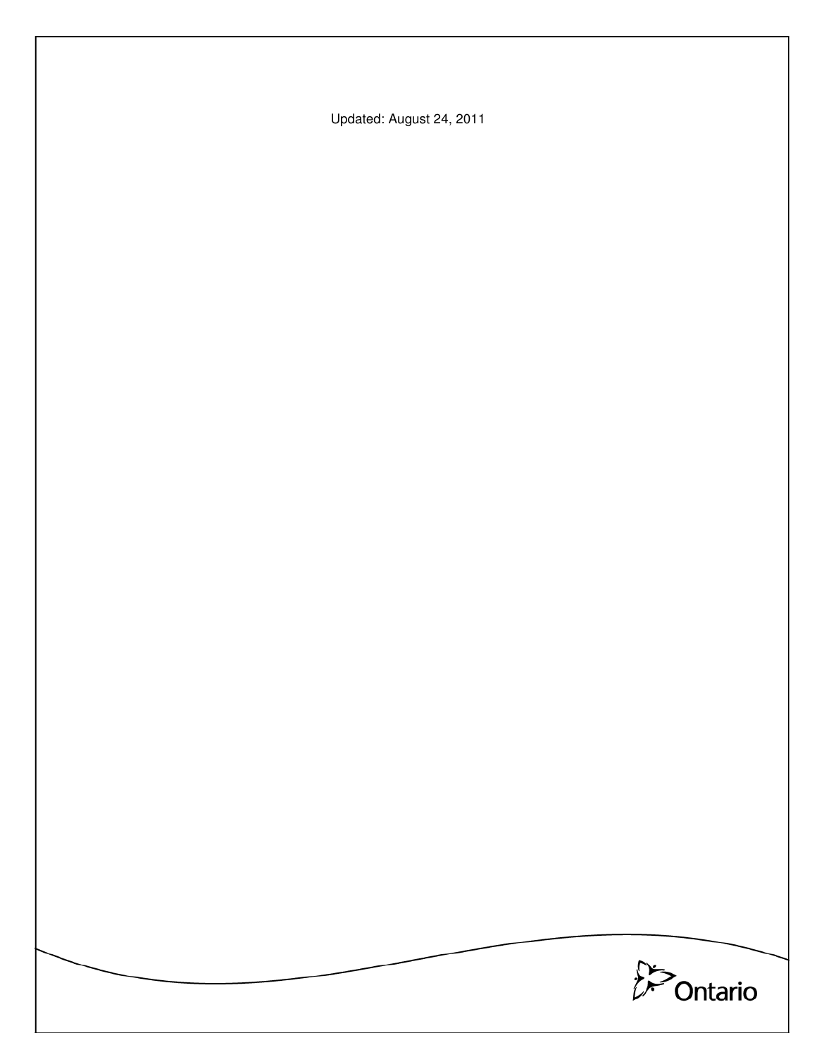Updated: August 24, 2011

Ontario